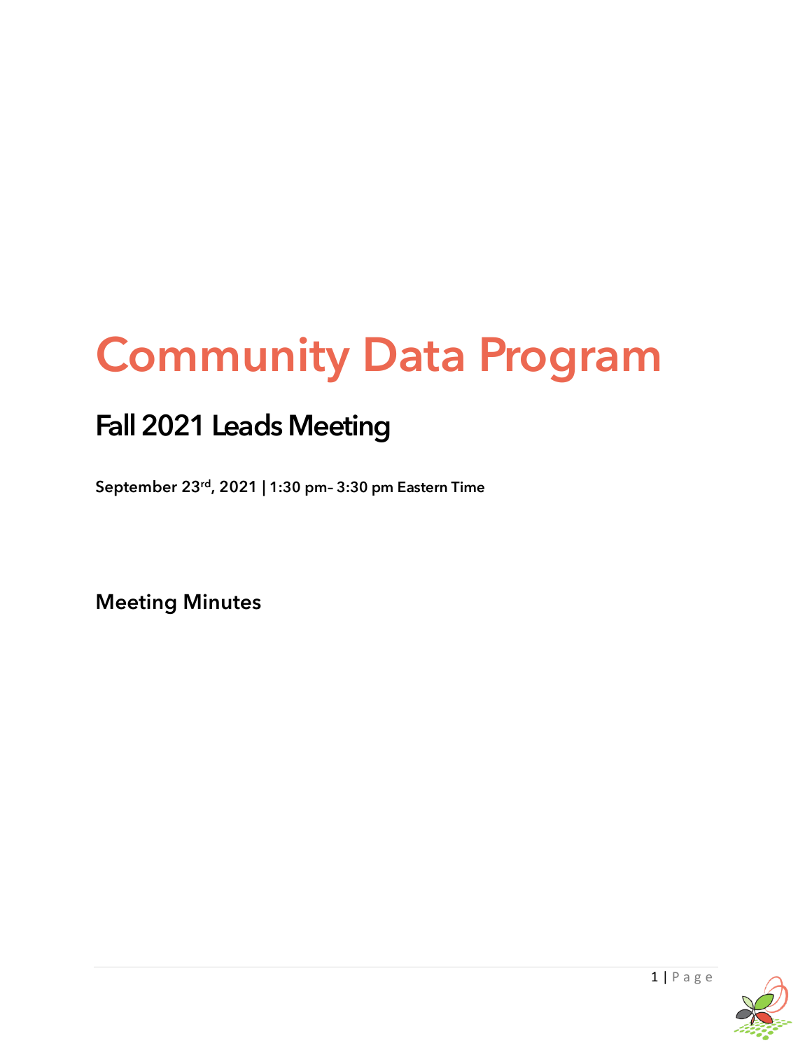# Community Data Program

## Fall 2021 Leads Meeting

**September 23rd, 2021 | 1:30 pm– 3:30 pm Eastern Time**

### Meeting Minutes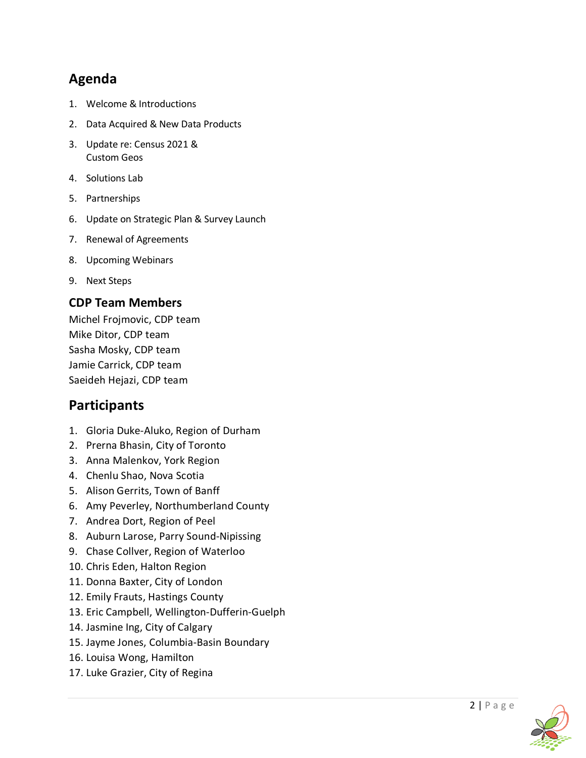## Agenda

1. Welcome & Introductions
2. Data Acquired & New Data Products
3. Update re: Census 2021 & Custom Geos
4. Solutions Lab
5. Partnerships
6. Update on Strategic Plan & Survey Launch
7. Renewal of Agreements
8. Upcoming Webinars
9. Next Steps

### CDP Team Members

Michel Frojmovic, CDP team
Mike Ditor, CDP team
Sasha Mosky, CDP team
Jamie Carrick, CDP team
Saeideh Hejazi, CDP team

## Participants

1. Gloria Duke-Aluko, Region of Durham
2. Prerna Bhasin, City of Toronto
3. Anna Malenkov, York Region
4. Chenlu Shao, Nova Scotia
5. Alison Gerrits, Town of Banff
6. Amy Peverley, Northumberland County
7. Andrea Dort, Region of Peel
8. Auburn Larose, Parry Sound-Nipissing
9. Chase Collver, Region of Waterloo
10. Chris Eden, Halton Region
11. Donna Baxter, City of London
12. Emily Frauts, Hastings County
13. Eric Campbell, Wellington-Dufferin-Guelph
14. Jasmine Ing, City of Calgary
15. Jayme Jones, Columbia-Basin Boundary
16. Louisa Wong, Hamilton
17. Luke Grazier, City of Regina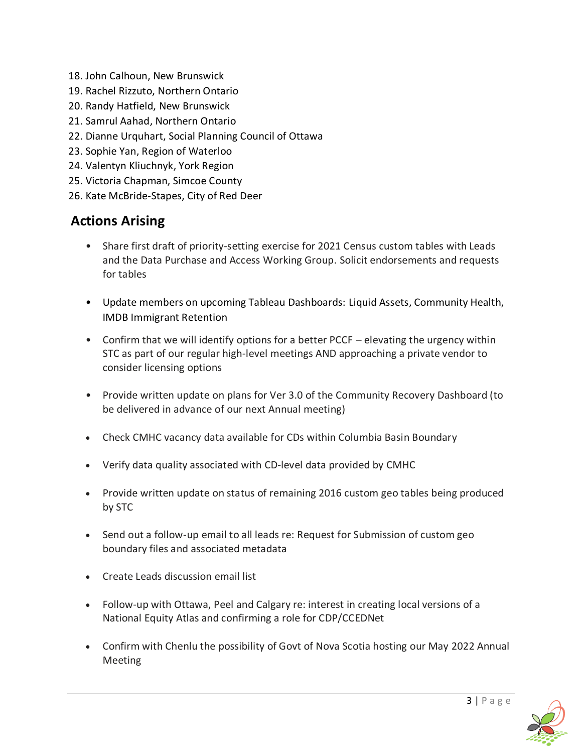18. John Calhoun, New Brunswick
19. Rachel Rizzuto, Northern Ontario
20. Randy Hatfield, New Brunswick
21. Samrul Aahad, Northern Ontario
22. Dianne Urquhart, Social Planning Council of Ottawa
23. Sophie Yan, Region of Waterloo
24. Valentyn Kliuchnyk, York Region
25. Victoria Chapman, Simcoe County
26. Kate McBride-Stapes, City of Red Deer

## Actions Arising

- Share first draft of priority-setting exercise for 2021 Census custom tables with Leads and the Data Purchase and Access Working Group. Solicit endorsements and requests for tables

- Update members on upcoming Tableau Dashboards: Liquid Assets, Community Health, IMDB Immigrant Retention

- Confirm that we will identify options for a better PCCF – elevating the urgency within STC as part of our regular high-level meetings AND approaching a private vendor to consider licensing options

- Provide written update on plans for Ver 3.0 of the Community Recovery Dashboard (to be delivered in advance of our next Annual meeting)

- Check CMHC vacancy data available for CDs within Columbia Basin Boundary

- Verify data quality associated with CD-level data provided by CMHC

- Provide written update on status of remaining 2016 custom geo tables being produced by STC

- Send out a follow-up email to all leads re: Request for Submission of custom geo boundary files and associated metadata

- Create Leads discussion email list

- Follow-up with Ottawa, Peel and Calgary re: interest in creating local versions of a National Equity Atlas and confirming a role for CDP/CCEDNet

- Confirm with Chenlu the possibility of Govt of Nova Scotia hosting our May 2022 Annual Meeting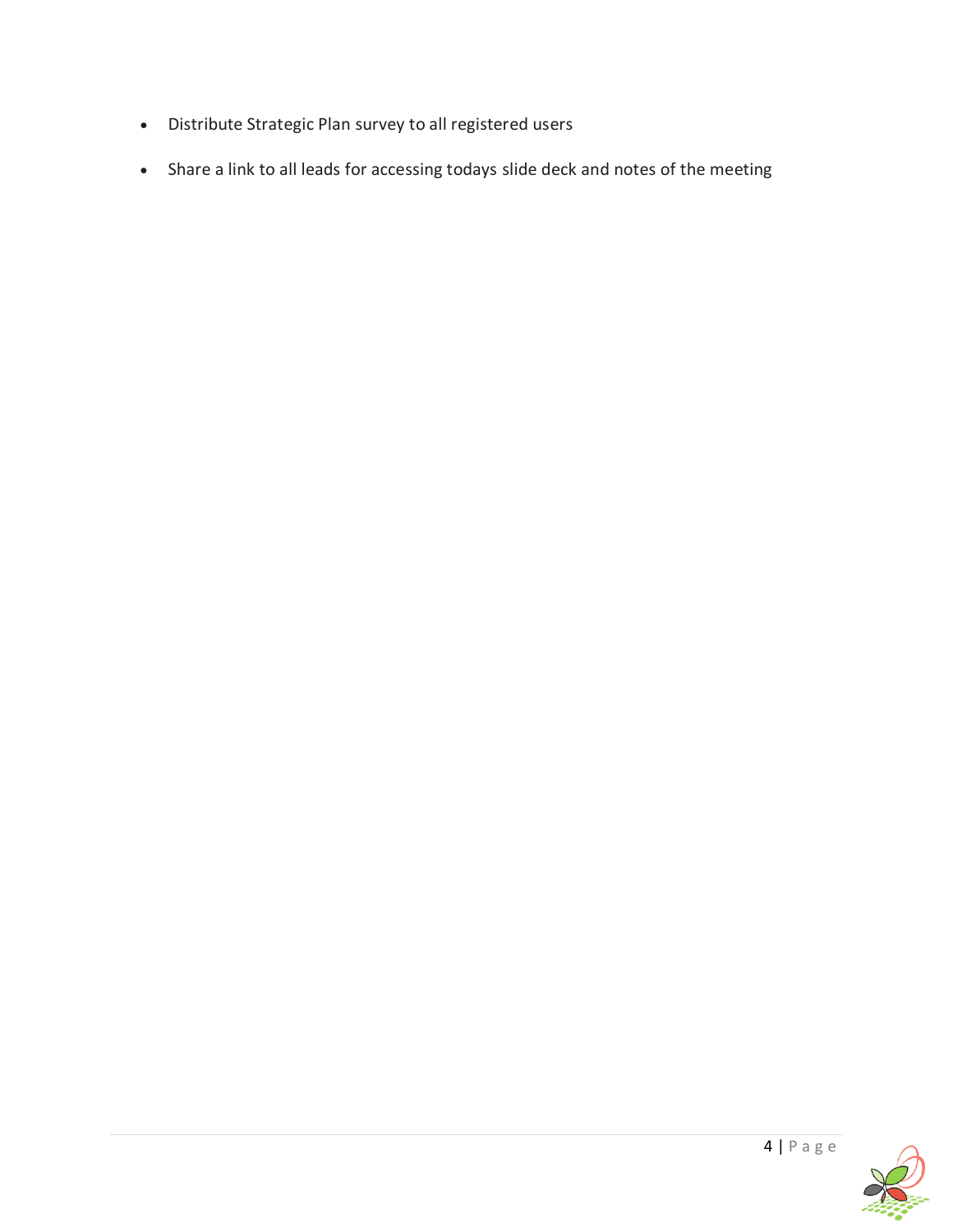- Distribute Strategic Plan survey to all registered users
- Share a link to all leads for accessing todays slide deck and notes of the meeting